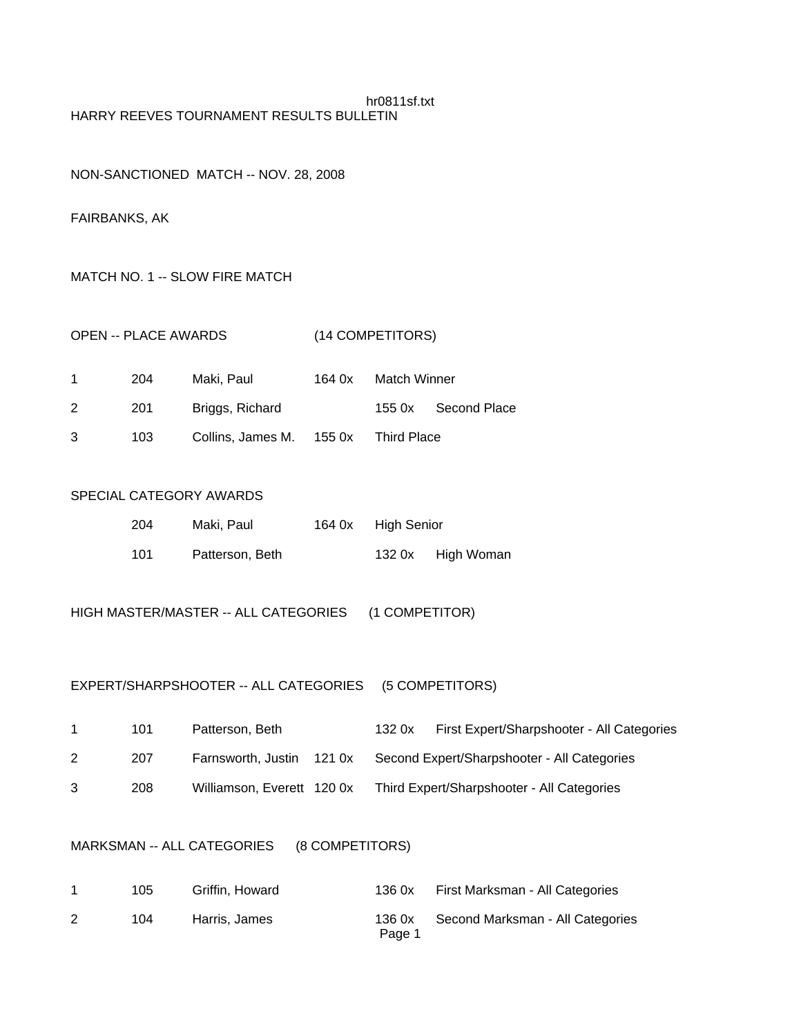HARRY REEVES TOURNAMENT RESULTS BULLETIN

NON-SANCTIONED MATCH -- NOV. 28, 2008

FAIRBANKS, AK

MATCH NO. 1 -- SLOW FIRE MATCH

OPEN -- PLACE AWARDS (14 COMPETITORS)

| | | | | |
|---|---|---|---|---|
| 1 | 204 | Maki, Paul | 164 0x | Match Winner |
| 2 | 201 | Briggs, Richard | 155 0x | Second Place |
| 3 | 103 | Collins, James M. | 155 0x | Third Place |

SPECIAL CATEGORY AWARDS

| | | | |
|---|---|---|---|
| 204 | Maki, Paul | 164 0x | High Senior |
| 101 | Patterson, Beth | 132 0x | High Woman |

HIGH MASTER/MASTER -- ALL CATEGORIES (1 COMPETITOR)

EXPERT/SHARPSHOOTER -- ALL CATEGORIES (5 COMPETITORS)

| | | | | |
|---|---|---|---|---|
| 1 | 101 | Patterson, Beth | 132 0x | First Expert/Sharpshooter - All Categories |
| 2 | 207 | Farnsworth, Justin | 121 0x | Second Expert/Sharpshooter - All Categories |
| 3 | 208 | Williamson, Everett | 120 0x | Third Expert/Sharpshooter - All Categories |

MARKSMAN -- ALL CATEGORIES (8 COMPETITORS)

| | | | | |
|---|---|---|---|---|
| 1 | 105 | Griffin, Howard | 136 0x | First Marksman - All Categories |
| 2 | 104 | Harris, James | 136 0x | Second Marksman - All Categories |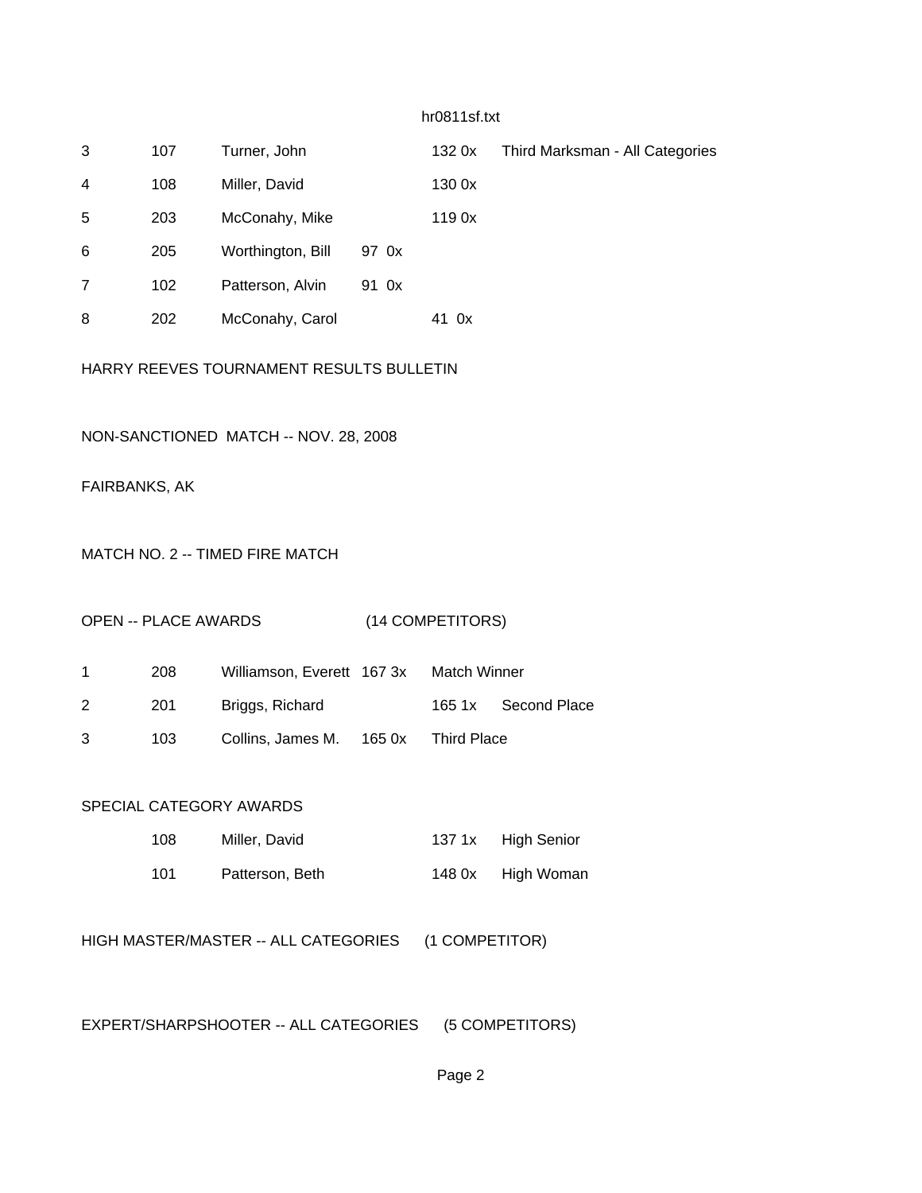| | | | | |
|---|---|---|---|---|
| 3 | 107 | Turner, John | 132 0x | Third Marksman - All Categories |
| 4 | 108 | Miller, David | 130 0x | |
| 5 | 203 | McConahy, Mike | 119 0x | |
| 6 | 205 | Worthington, Bill | 97 0x | |
| 7 | 102 | Patterson, Alvin | 91 0x | |
| 8 | 202 | McConahy, Carol | 41 0x | |

HARRY REEVES TOURNAMENT RESULTS BULLETIN

NON-SANCTIONED MATCH -- NOV. 28, 2008

FAIRBANKS, AK

MATCH NO. 2 -- TIMED FIRE MATCH

OPEN -- PLACE AWARDS (14 COMPETITORS)

| | | | | |
|---|---|---|---|---|
| 1 | 208 | Williamson, Everett | 167 3x | Match Winner |
| 2 | 201 | Briggs, Richard | 165 1x | Second Place |
| 3 | 103 | Collins, James M. | 165 0x | Third Place |

SPECIAL CATEGORY AWARDS

| | | | |
|---|---|---|---|
| 108 | Miller, David | 137 1x | High Senior |
| 101 | Patterson, Beth | 148 0x | High Woman |

HIGH MASTER/MASTER -- ALL CATEGORIES (1 COMPETITOR)

EXPERT/SHARPSHOOTER -- ALL CATEGORIES (5 COMPETITORS)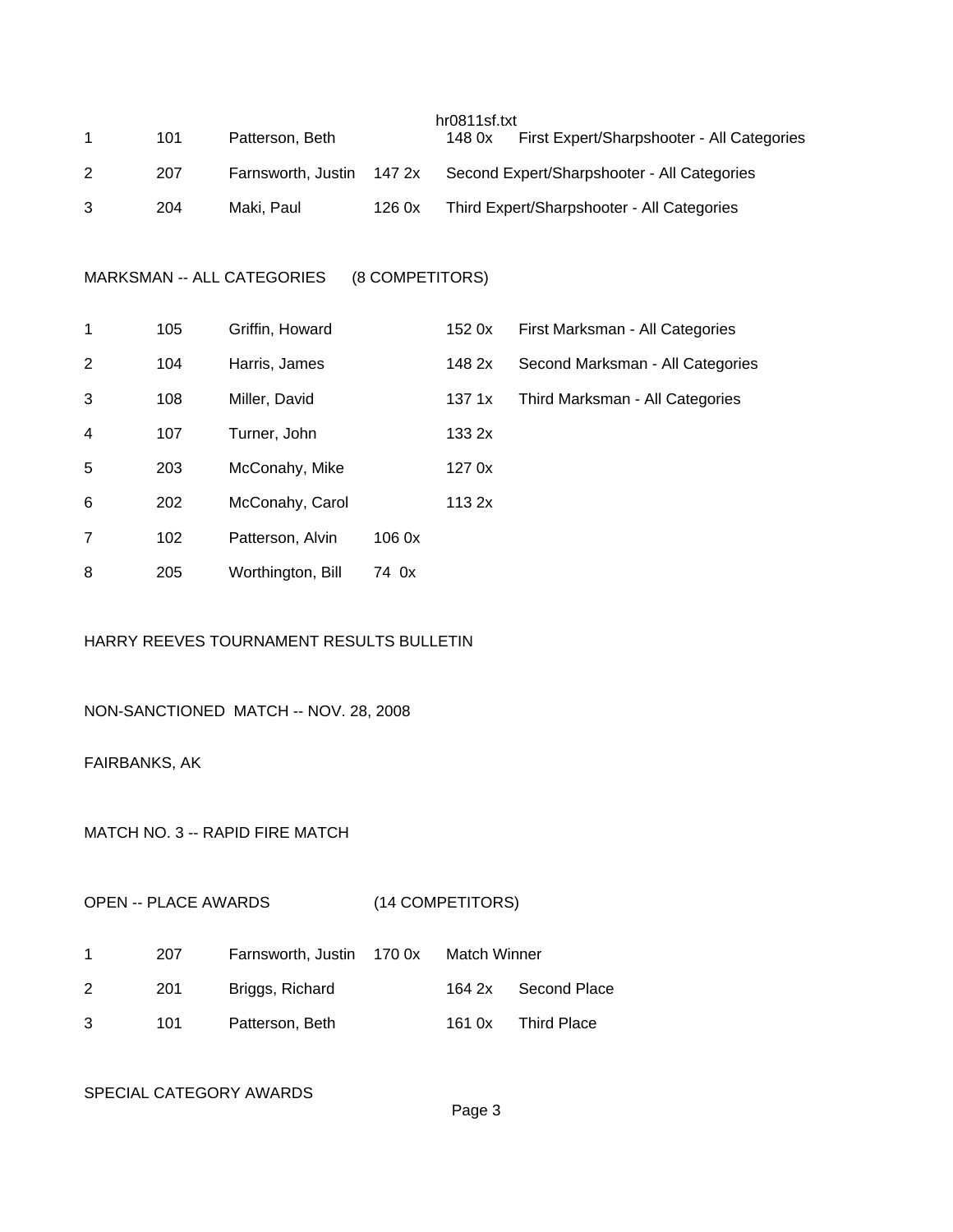| | | | | |
|---|---|---|---|---|
| 1 | 101 | Patterson, Beth | 148 0x | First Expert/Sharpshooter - All Categories |
| 2 | 207 | Farnsworth, Justin | 147 2x | Second Expert/Sharpshooter - All Categories |
| 3 | 204 | Maki, Paul | 126 0x | Third Expert/Sharpshooter - All Categories |

MARKSMAN -- ALL CATEGORIES (8 COMPETITORS)

| | | | | |
|---|---|---|---|---|
| 1 | 105 | Griffin, Howard | 152 0x | First Marksman - All Categories |
| 2 | 104 | Harris, James | 148 2x | Second Marksman - All Categories |
| 3 | 108 | Miller, David | 137 1x | Third Marksman - All Categories |
| 4 | 107 | Turner, John | 133 2x | |
| 5 | 203 | McConahy, Mike | 127 0x | |
| 6 | 202 | McConahy, Carol | 113 2x | |
| 7 | 102 | Patterson, Alvin | 106 0x | |
| 8 | 205 | Worthington, Bill | 74 0x | |

HARRY REEVES TOURNAMENT RESULTS BULLETIN

NON-SANCTIONED MATCH -- NOV. 28, 2008

FAIRBANKS, AK

MATCH NO. 3 -- RAPID FIRE MATCH

OPEN -- PLACE AWARDS (14 COMPETITORS)

| | | | | |
|---|---|---|---|---|
| 1 | 207 | Farnsworth, Justin | 170 0x | Match Winner |
| 2 | 201 | Briggs, Richard | 164 2x | Second Place |
| 3 | 101 | Patterson, Beth | 161 0x | Third Place |

SPECIAL CATEGORY AWARDS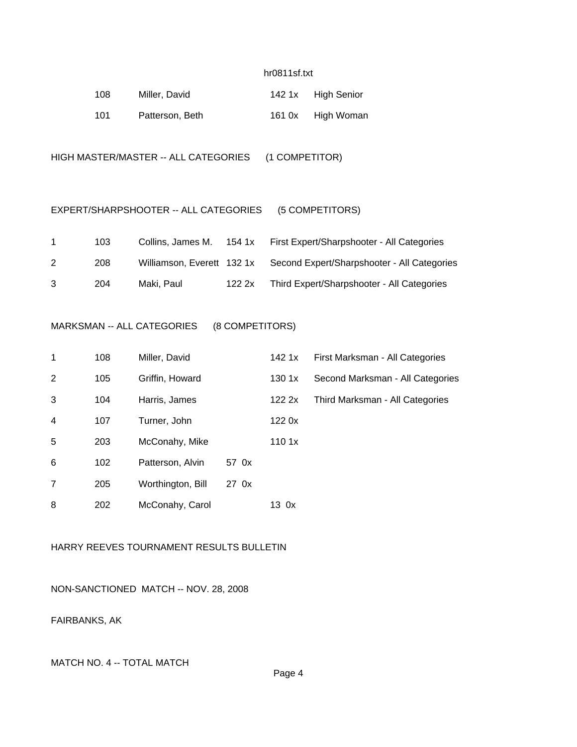| | | | | |
|---|---|---|---|---|
| | 108 | Miller, David | 142 1x | High Senior |
| | 101 | Patterson, Beth | 161 0x | High Woman |

HIGH MASTER/MASTER -- ALL CATEGORIES (1 COMPETITOR)

EXPERT/SHARPSHOOTER -- ALL CATEGORIES (5 COMPETITORS)

| | | | | |
|---|---|---|---|---|
| 1 | 103 | Collins, James M. | 154 1x | First Expert/Sharpshooter - All Categories |
| 2 | 208 | Williamson, Everett | 132 1x | Second Expert/Sharpshooter - All Categories |
| 3 | 204 | Maki, Paul | 122 2x | Third Expert/Sharpshooter - All Categories |

MARKSMAN -- ALL CATEGORIES (8 COMPETITORS)

| | | | | |
|---|---|---|---|---|
| 1 | 108 | Miller, David | 142 1x | First Marksman - All Categories |
| 2 | 105 | Griffin, Howard | 130 1x | Second Marksman - All Categories |
| 3 | 104 | Harris, James | 122 2x | Third Marksman - All Categories |
| 4 | 107 | Turner, John | 122 0x | |
| 5 | 203 | McConahy, Mike | 110 1x | |
| 6 | 102 | Patterson, Alvin | 57 0x | |
| 7 | 205 | Worthington, Bill | 27 0x | |
| 8 | 202 | McConahy, Carol | 13 0x | |

HARRY REEVES TOURNAMENT RESULTS BULLETIN

NON-SANCTIONED MATCH -- NOV. 28, 2008

FAIRBANKS, AK

MATCH NO. 4 -- TOTAL MATCH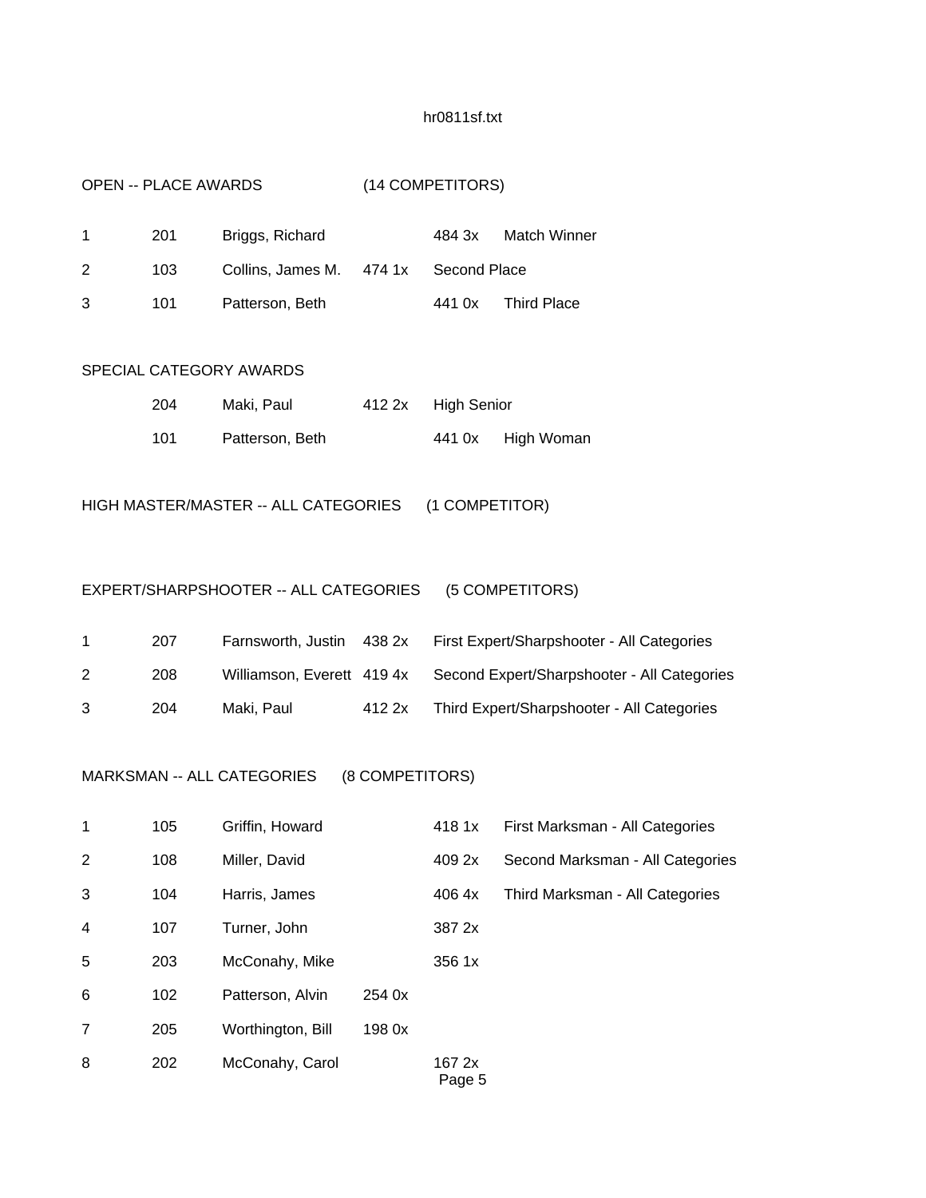OPEN -- PLACE AWARDS (14 COMPETITORS)

| | | | | |
|---|---|---|---|---|
| 1 | 201 | Briggs, Richard | 484 3x | Match Winner |
| 2 | 103 | Collins, James M. | 474 1x | Second Place |
| 3 | 101 | Patterson, Beth | 441 0x | Third Place |

SPECIAL CATEGORY AWARDS

| | | | |
|---|---|---|---|
| 204 | Maki, Paul | 412 2x | High Senior |
| 101 | Patterson, Beth | 441 0x | High Woman |

HIGH MASTER/MASTER -- ALL CATEGORIES (1 COMPETITOR)

EXPERT/SHARPSHOOTER -- ALL CATEGORIES (5 COMPETITORS)

| | | | | |
|---|---|---|---|---|
| 1 | 207 | Farnsworth, Justin | 438 2x | First Expert/Sharpshooter - All Categories |
| 2 | 208 | Williamson, Everett | 419 4x | Second Expert/Sharpshooter - All Categories |
| 3 | 204 | Maki, Paul | 412 2x | Third Expert/Sharpshooter - All Categories |

MARKSMAN -- ALL CATEGORIES (8 COMPETITORS)

| | | | | |
|---|---|---|---|---|
| 1 | 105 | Griffin, Howard | 418 1x | First Marksman - All Categories |
| 2 | 108 | Miller, David | 409 2x | Second Marksman - All Categories |
| 3 | 104 | Harris, James | 406 4x | Third Marksman - All Categories |
| 4 | 107 | Turner, John | 387 2x | |
| 5 | 203 | McConahy, Mike | 356 1x | |
| 6 | 102 | Patterson, Alvin | 254 0x | |
| 7 | 205 | Worthington, Bill | 198 0x | |
| 8 | 202 | McConahy, Carol | 167 2x | |